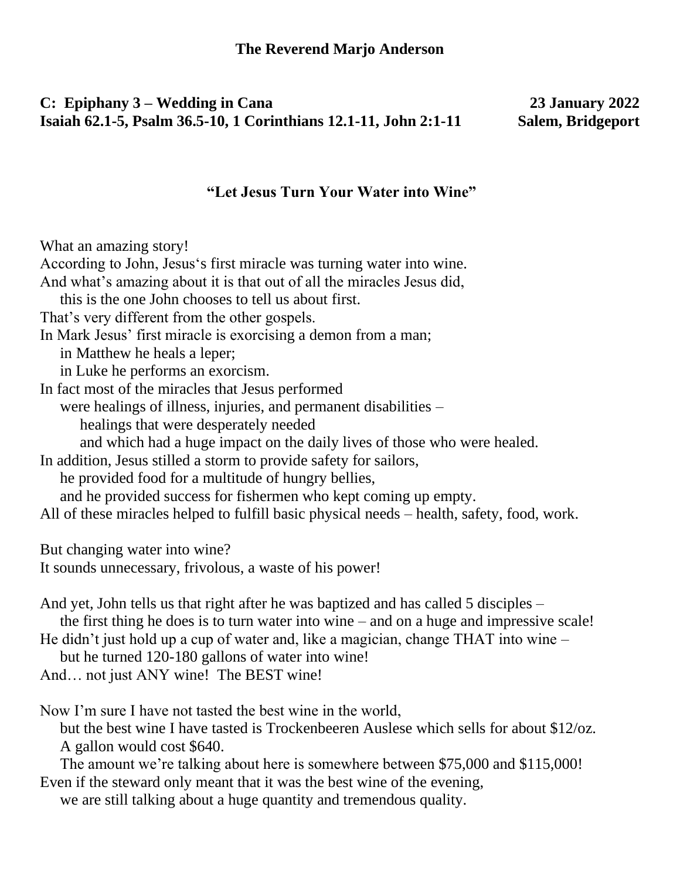**The Reverend Marjo Anderson**

**C: Epiphany 3 – Wedding in Cana** **23 January 2022**
**Isaiah 62.1-5, Psalm 36.5-10, 1 Corinthians 12.1-11, John 2:1-11** **Salem, Bridgeport**

## "Let Jesus Turn Your Water into Wine"

What an amazing story!
According to John, Jesus's first miracle was turning water into wine.
And what's amazing about it is that out of all the miracles Jesus did,
this is the one John chooses to tell us about first.
That's very different from the other gospels.
In Mark Jesus' first miracle is exorcising a demon from a man;
in Matthew he heals a leper;
in Luke he performs an exorcism.
In fact most of the miracles that Jesus performed
were healings of illness, injuries, and permanent disabilities –
healings that were desperately needed
and which had a huge impact on the daily lives of those who were healed.
In addition, Jesus stilled a storm to provide safety for sailors,
he provided food for a multitude of hungry bellies,
and he provided success for fishermen who kept coming up empty.
All of these miracles helped to fulfill basic physical needs – health, safety, food, work.

But changing water into wine?
It sounds unnecessary, frivolous, a waste of his power!

And yet, John tells us that right after he was baptized and has called 5 disciples –
the first thing he does is to turn water into wine – and on a huge and impressive scale!
He didn't just hold up a cup of water and, like a magician, change THAT into wine –
but he turned 120-180 gallons of water into wine!
And… not just ANY wine! The BEST wine!

Now I'm sure I have not tasted the best wine in the world,
but the best wine I have tasted is Trockenbeeren Auslese which sells for about $12/oz.
A gallon would cost $640.
The amount we're talking about here is somewhere between $75,000 and $115,000!
Even if the steward only meant that it was the best wine of the evening,
we are still talking about a huge quantity and tremendous quality.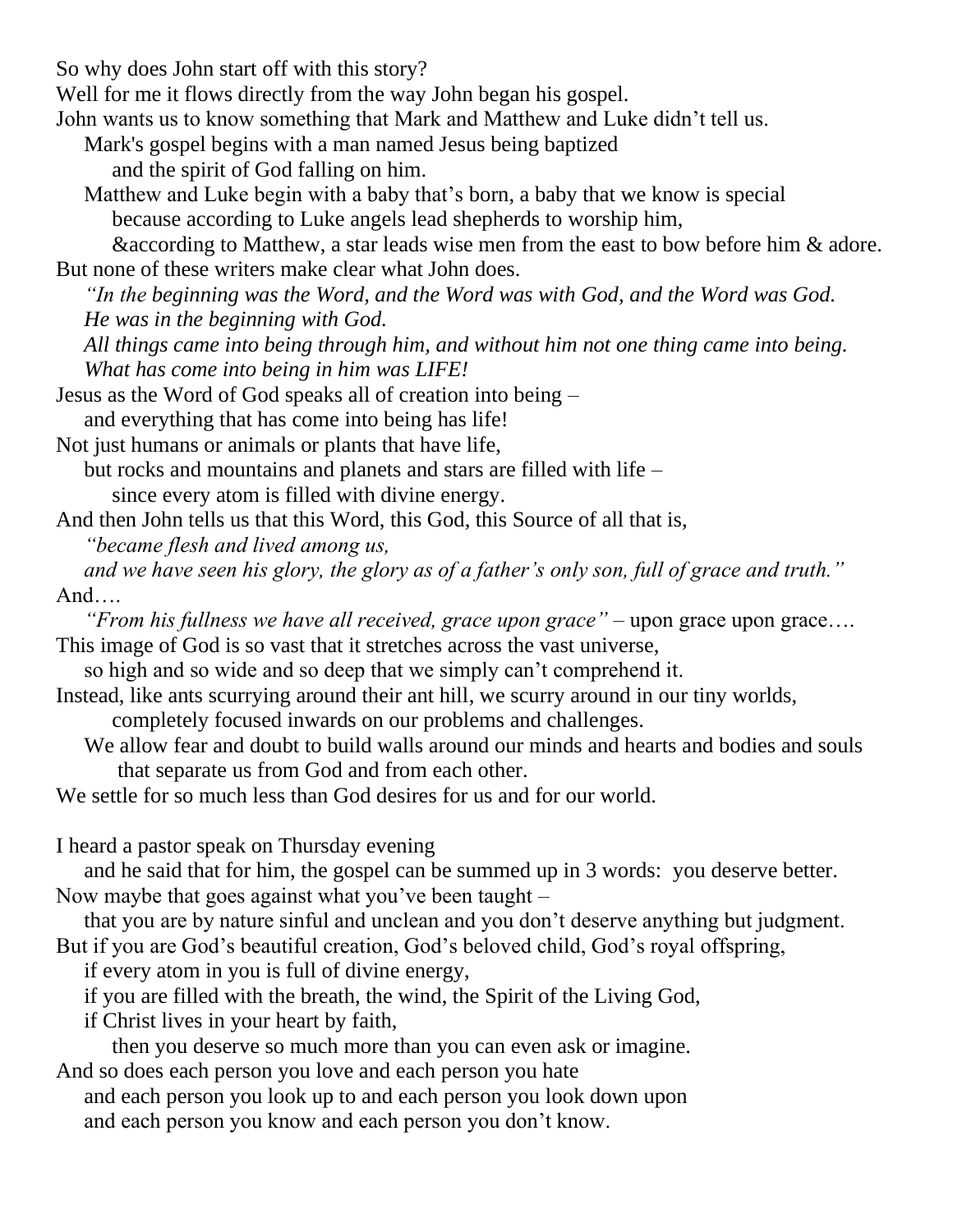So why does John start off with this story?
Well for me it flows directly from the way John began his gospel.
John wants us to know something that Mark and Matthew and Luke didn't tell us.
Mark's gospel begins with a man named Jesus being baptized
and the spirit of God falling on him.
Matthew and Luke begin with a baby that's born, a baby that we know is special
because according to Luke angels lead shepherds to worship him,
&according to Matthew, a star leads wise men from the east to bow before him & adore.
But none of these writers make clear what John does.
*"In the beginning was the Word, and the Word was with God, and the Word was God.*
*He was in the beginning with God.*
*All things came into being through him, and without him not one thing came into being.*
*What has come into being in him was LIFE!*
Jesus as the Word of God speaks all of creation into being –
and everything that has come into being has life!
Not just humans or animals or plants that have life,
but rocks and mountains and planets and stars are filled with life –
since every atom is filled with divine energy.
And then John tells us that this Word, this God, this Source of all that is,
*"became flesh and lived among us,*
*and we have seen his glory, the glory as of a father's only son, full of grace and truth."*
And….
*"From his fullness we have all received, grace upon grace"* – upon grace upon grace….
This image of God is so vast that it stretches across the vast universe,
so high and so wide and so deep that we simply can't comprehend it.
Instead, like ants scurrying around their ant hill, we scurry around in our tiny worlds,
completely focused inwards on our problems and challenges.
We allow fear and doubt to build walls around our minds and hearts and bodies and souls
that separate us from God and from each other.
We settle for so much less than God desires for us and for our world.

I heard a pastor speak on Thursday evening
and he said that for him, the gospel can be summed up in 3 words: you deserve better.
Now maybe that goes against what you've been taught –
that you are by nature sinful and unclean and you don't deserve anything but judgment.
But if you are God's beautiful creation, God's beloved child, God's royal offspring,
if every atom in you is full of divine energy,
if you are filled with the breath, the wind, the Spirit of the Living God,
if Christ lives in your heart by faith,
then you deserve so much more than you can even ask or imagine.
And so does each person you love and each person you hate
and each person you look up to and each person you look down upon
and each person you know and each person you don't know.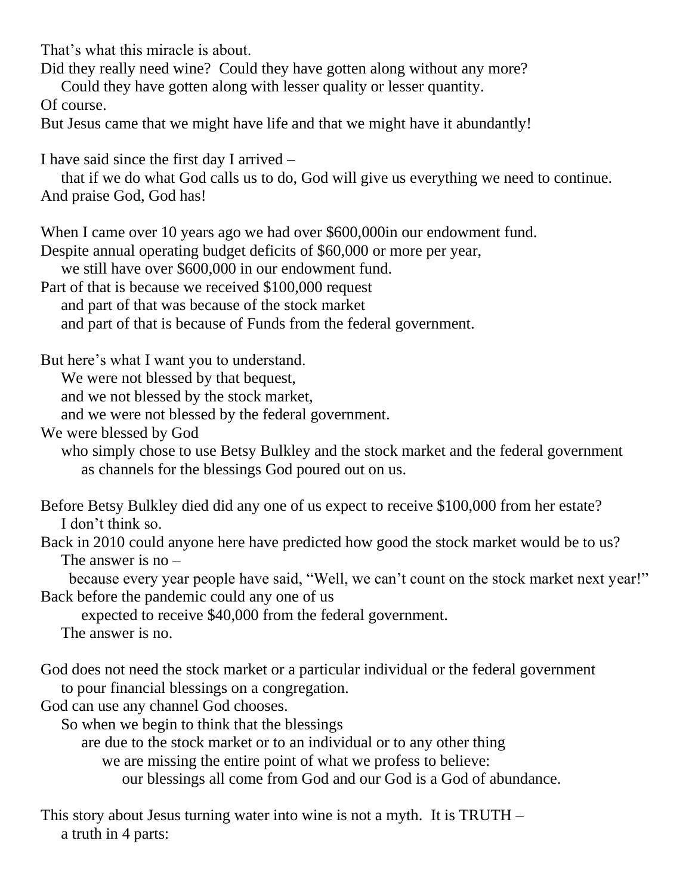That's what this miracle is about.

Did they really need wine? Could they have gotten along without any more?
    Could they have gotten along with lesser quality or lesser quantity.
Of course.
But Jesus came that we might have life and that we might have it abundantly!

I have said since the first day I arrived –
    that if we do what God calls us to do, God will give us everything we need to continue.
And praise God, God has!

When I came over 10 years ago we had over $600,000in our endowment fund.
Despite annual operating budget deficits of $60,000 or more per year,
    we still have over $600,000 in our endowment fund.
Part of that is because we received $100,000 request
    and part of that was because of the stock market
    and part of that is because of Funds from the federal government.

But here's what I want you to understand.
    We were not blessed by that bequest,
    and we not blessed by the stock market,
    and we were not blessed by the federal government.
We were blessed by God
    who simply chose to use Betsy Bulkley and the stock market and the federal government
        as channels for the blessings God poured out on us.

Before Betsy Bulkley died did any one of us expect to receive $100,000 from her estate?
    I don't think so.
Back in 2010 could anyone here have predicted how good the stock market would be to us?
    The answer is no –
      because every year people have said, "Well, we can't count on the stock market next year!"
Back before the pandemic could any one of us
        expected to receive $40,000 from the federal government.
    The answer is no.

God does not need the stock market or a particular individual or the federal government
    to pour financial blessings on a congregation.
God can use any channel God chooses.
    So when we begin to think that the blessings
        are due to the stock market or to an individual or to any other thing
            we are missing the entire point of what we profess to believe:
                our blessings all come from God and our God is a God of abundance.

This story about Jesus turning water into wine is not a myth. It is TRUTH –
    a truth in 4 parts: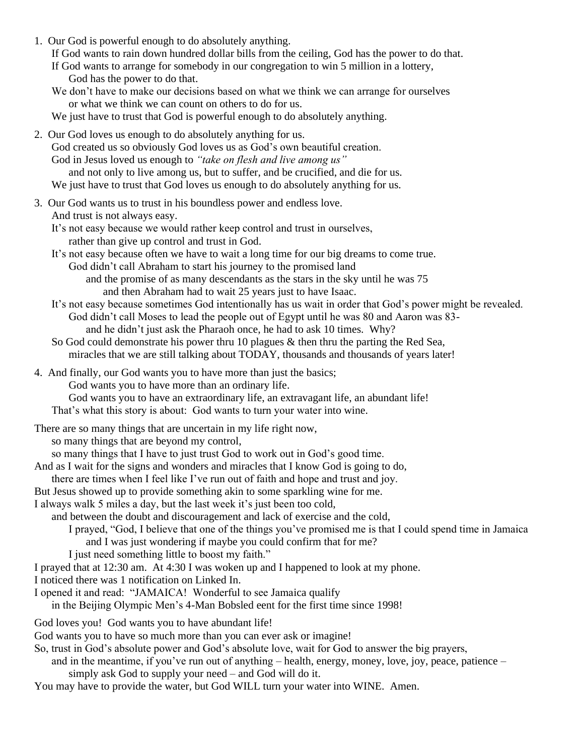1. Our God is powerful enough to do absolutely anything.
   If God wants to rain down hundred dollar bills from the ceiling, God has the power to do that.
   If God wants to arrange for somebody in our congregation to win 5 million in a lottery,
   God has the power to do that.
   We don't have to make our decisions based on what we think we can arrange for ourselves
   or what we think we can count on others to do for us.
   We just have to trust that God is powerful enough to do absolutely anything.

2. Our God loves us enough to do absolutely anything for us.
   God created us so obviously God loves us as God's own beautiful creation.
   God in Jesus loved us enough to *"take on flesh and live among us"*
   and not only to live among us, but to suffer, and be crucified, and die for us.
   We just have to trust that God loves us enough to do absolutely anything for us.

3. Our God wants us to trust in his boundless power and endless love.
   And trust is not always easy.
   It's not easy because we would rather keep control and trust in ourselves,
   rather than give up control and trust in God.
   It's not easy because often we have to wait a long time for our big dreams to come true.
   God didn't call Abraham to start his journey to the promised land
   and the promise of as many descendants as the stars in the sky until he was 75
   and then Abraham had to wait 25 years just to have Isaac.
   It's not easy because sometimes God intentionally has us wait in order that God's power might be revealed.
   God didn't call Moses to lead the people out of Egypt until he was 80 and Aaron was 83-
   and he didn't just ask the Pharaoh once, he had to ask 10 times. Why?
   So God could demonstrate his power thru 10 plagues & then thru the parting the Red Sea,
   miracles that we are still talking about TODAY, thousands and thousands of years later!

4. And finally, our God wants you to have more than just the basics;
   God wants you to have more than an ordinary life.
   God wants you to have an extraordinary life, an extravagant life, an abundant life!
   That's what this story is about: God wants to turn your water into wine.

There are so many things that are uncertain in my life right now,
so many things that are beyond my control,
so many things that I have to just trust God to work out in God's good time.
And as I wait for the signs and wonders and miracles that I know God is going to do,
there are times when I feel like I've run out of faith and hope and trust and joy.
But Jesus showed up to provide something akin to some sparkling wine for me.
I always walk 5 miles a day, but the last week it's just been too cold,
and between the doubt and discouragement and lack of exercise and the cold,
I prayed, "God, I believe that one of the things you've promised me is that I could spend time in Jamaica
and I was just wondering if maybe you could confirm that for me?
I just need something little to boost my faith."
I prayed that at 12:30 am. At 4:30 I was woken up and I happened to look at my phone.
I noticed there was 1 notification on Linked In.
I opened it and read: "JAMAICA! Wonderful to see Jamaica qualify
in the Beijing Olympic Men's 4-Man Bobsled eent for the first time since 1998!

God loves you! God wants you to have abundant life!
God wants you to have so much more than you can ever ask or imagine!
So, trust in God's absolute power and God's absolute love, wait for God to answer the big prayers,
and in the meantime, if you've run out of anything – health, energy, money, love, joy, peace, patience –
simply ask God to supply your need – and God will do it.
You may have to provide the water, but God WILL turn your water into WINE. Amen.